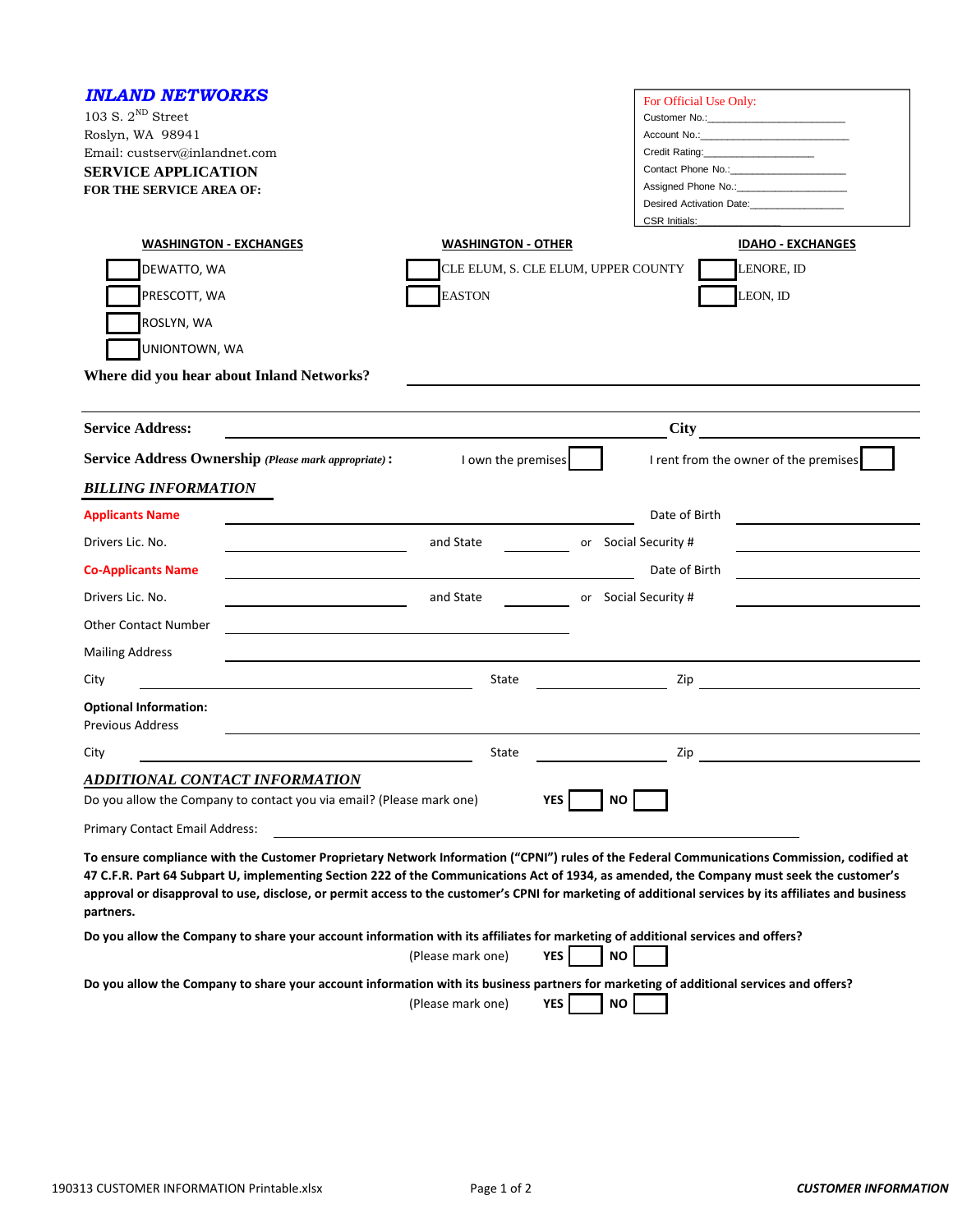## *INLAND NETWORKS*

103 S. 2ND Street
Roslyn, WA 98941
Email: custserv@inlandnet.com

**SERVICE APPLICATION**

**FOR THE SERVICE AREA OF:**

For Official Use Only:
Customer No.:______________________
Account No.:______________________
Credit Rating:__________________
Contact Phone No.:__________________
Assigned Phone No.:__________________
Desired Activation Date:_______________
CSR Initials:_______________

| WASHINGTON - EXCHANGES | WASHINGTON - OTHER | IDAHO - EXCHANGES |
|---|---|---|
| ☐ DEWATTO, WA | ☐ CLE ELUM, S. CLE ELUM, UPPER COUNTY | ☐ LENORE, ID |
| ☐ PRESCOTT, WA | ☐ EASTON | ☐ LEON, ID |
| ☐ ROSLYN, WA | | |
| ☐ UNIONTOWN, WA | | |

**Where did you hear about Inland Networks?** ______________________________

**Service Address:** ______________________________ **City** ______________

**Service Address Ownership** *(Please mark appropriate)* **:** I own the premises ☐ I rent from the owner of the premises ☐

### *BILLING INFORMATION*

**Applicants Name** ______________________________ Date of Birth ______________

Drivers Lic. No. ______________ and State ________ or Social Security # ______________

**Co-Applicants Name** ______________________________ Date of Birth ______________

Drivers Lic. No. ______________ and State ________ or Social Security # ______________

Other Contact Number ______________________________

Mailing Address ______________________________

City ______________ State ______________ Zip ______________

**Optional Information:**
Previous Address ______________________________

City ______________ State ______________ Zip ______________

### *ADDITIONAL CONTACT INFORMATION*

Do you allow the Company to contact you via email? (Please mark one) **YES** ☐ **NO** ☐

Primary Contact Email Address: ______________________________

**To ensure compliance with the Customer Proprietary Network Information ("CPNI") rules of the Federal Communications Commission, codified at 47 C.F.R. Part 64 Subpart U, implementing Section 222 of the Communications Act of 1934, as amended, the Company must seek the customer's approval or disapproval to use, disclose, or permit access to the customer's CPNI for marketing of additional services by its affiliates and business partners.**

**Do you allow the Company to share your account information with its affiliates for marketing of additional services and offers?**
(Please mark one) **YES** ☐ **NO** ☐

**Do you allow the Company to share your account information with its business partners for marketing of additional services and offers?**
(Please mark one) **YES** ☐ **NO** ☐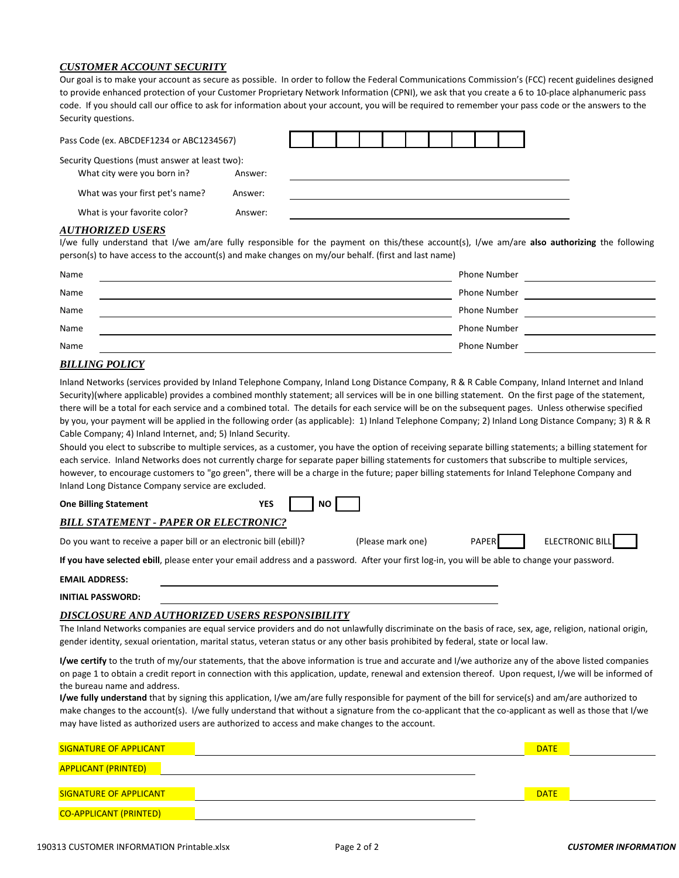### *CUSTOMER ACCOUNT SECURITY*

Our goal is to make your account as secure as possible. In order to follow the Federal Communications Commission's (FCC) recent guidelines designed to provide enhanced protection of your Customer Proprietary Network Information (CPNI), we ask that you create a 6 to 10-place alphanumeric pass code. If you should call our office to ask for information about your account, you will be required to remember your pass code or the answers to the Security questions.

Pass Code (ex. ABCDEF1234 or ABC1234567)

| | | | | | | | | | |
|---|---|---|---|---|---|---|---|---|---|
| | | | | | | | | | |

Security Questions (must answer at least two):

What city were you born in? Answer: ______________________

What was your first pet's name? Answer: ______________________

What is your favorite color? Answer: ______________________

### *AUTHORIZED USERS*

I/we fully understand that I/we am/are fully responsible for the payment on this/these account(s), I/we am/are **also authorizing** the following person(s) to have access to the account(s) and make changes on my/our behalf. (first and last name)

| | |
|---|---|
| Name | Phone Number |
| Name | Phone Number |
| Name | Phone Number |
| Name | Phone Number |
| Name | Phone Number |

### *BILLING POLICY*

Inland Networks (services provided by Inland Telephone Company, Inland Long Distance Company, R & R Cable Company, Inland Internet and Inland Security)(where applicable) provides a combined monthly statement; all services will be in one billing statement. On the first page of the statement, there will be a total for each service and a combined total. The details for each service will be on the subsequent pages. Unless otherwise specified by you, your payment will be applied in the following order (as applicable): 1) Inland Telephone Company; 2) Inland Long Distance Company; 3) R & R Cable Company; 4) Inland Internet, and; 5) Inland Security.

Should you elect to subscribe to multiple services, as a customer, you have the option of receiving separate billing statements; a billing statement for each service. Inland Networks does not currently charge for separate paper billing statements for customers that subscribe to multiple services, however, to encourage customers to "go green", there will be a charge in the future; paper billing statements for Inland Telephone Company and Inland Long Distance Company service are excluded.

**One Billing Statement** **YES** ☐ **NO** ☐

### *BILL STATEMENT - PAPER OR ELECTRONIC?*

Do you want to receive a paper bill or an electronic bill (ebill)? (Please mark one) PAPER ☐ ELECTRONIC BILL ☐

**If you have selected ebill**, please enter your email address and a password. After your first log-in, you will be able to change your password.

**EMAIL ADDRESS:** ______________________

**INITIAL PASSWORD:** ______________________

### *DISCLOSURE AND AUTHORIZED USERS RESPONSIBILITY*

The Inland Networks companies are equal service providers and do not unlawfully discriminate on the basis of race, sex, age, religion, national origin, gender identity, sexual orientation, marital status, veteran status or any other basis prohibited by federal, state or local law.

**I/we certify** to the truth of my/our statements, that the above information is true and accurate and I/we authorize any of the above listed companies on page 1 to obtain a credit report in connection with this application, update, renewal and extension thereof. Upon request, I/we will be informed of the bureau name and address.

**I/we fully understand** that by signing this application, I/we am/are fully responsible for payment of the bill for service(s) and am/are authorized to make changes to the account(s). I/we fully understand that without a signature from the co-applicant that the co-applicant as well as those that I/we may have listed as authorized users are authorized to access and make changes to the account.

SIGNATURE OF APPLICANT ______________________ DATE __________

APPLICANT (PRINTED) ______________________

SIGNATURE OF APPLICANT ______________________ DATE __________

CO-APPLICANT (PRINTED) ______________________

190313 CUSTOMER INFORMATION Printable.xlsx

*CUSTOMER INFORMATION*